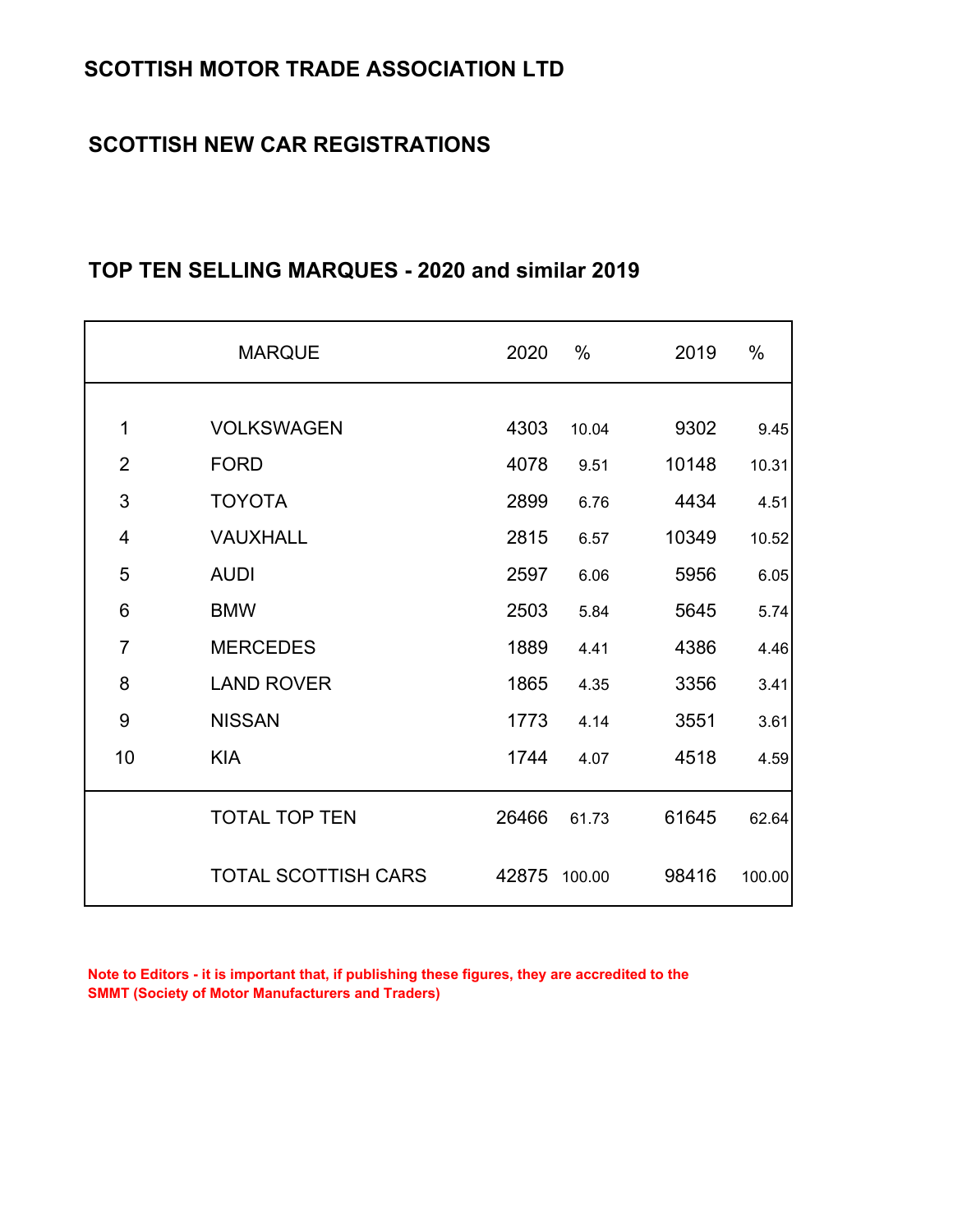# SCOTTISH MOTOR TRADE ASSOCIATION LTD

## SCOTTISH NEW CAR REGISTRATIONS

## TOP TEN SELLING MARQUES - 2020 and similar 2019

| | MARQUE | 2020 | % | 2019 | % |
|---|---|---|---|---|---|
| 1 | VOLKSWAGEN | 4303 | 10.04 | 9302 | 9.45 |
| 2 | FORD | 4078 | 9.51 | 10148 | 10.31 |
| 3 | TOYOTA | 2899 | 6.76 | 4434 | 4.51 |
| 4 | VAUXHALL | 2815 | 6.57 | 10349 | 10.52 |
| 5 | AUDI | 2597 | 6.06 | 5956 | 6.05 |
| 6 | BMW | 2503 | 5.84 | 5645 | 5.74 |
| 7 | MERCEDES | 1889 | 4.41 | 4386 | 4.46 |
| 8 | LAND ROVER | 1865 | 4.35 | 3356 | 3.41 |
| 9 | NISSAN | 1773 | 4.14 | 3551 | 3.61 |
| 10 | KIA | 1744 | 4.07 | 4518 | 4.59 |
| | TOTAL TOP TEN | 26466 | 61.73 | 61645 | 62.64 |
| | TOTAL SCOTTISH CARS | 42875 | 100.00 | 98416 | 100.00 |

**Note to Editors - it is important that, if publishing these figures, they are accredited to the SMMT (Society of Motor Manufacturers and Traders)**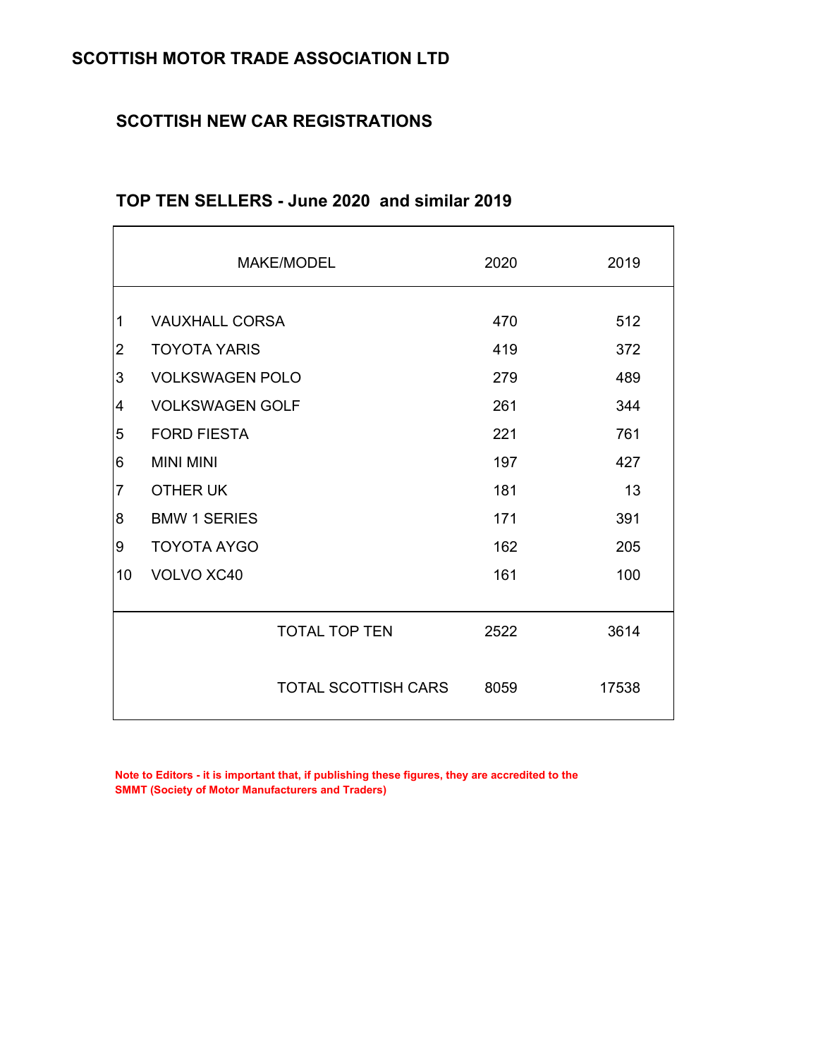# SCOTTISH MOTOR TRADE ASSOCIATION LTD

## SCOTTISH NEW CAR REGISTRATIONS

### TOP TEN SELLERS - June 2020 and similar 2019

| | MAKE/MODEL | 2020 | 2019 |
|---|---|---|---|
| 1 | VAUXHALL CORSA | 470 | 512 |
| 2 | TOYOTA YARIS | 419 | 372 |
| 3 | VOLKSWAGEN POLO | 279 | 489 |
| 4 | VOLKSWAGEN GOLF | 261 | 344 |
| 5 | FORD FIESTA | 221 | 761 |
| 6 | MINI MINI | 197 | 427 |
| 7 | OTHER UK | 181 | 13 |
| 8 | BMW 1 SERIES | 171 | 391 |
| 9 | TOYOTA AYGO | 162 | 205 |
| 10 | VOLVO XC40 | 161 | 100 |
| | TOTAL TOP TEN | 2522 | 3614 |
| | TOTAL SCOTTISH CARS | 8059 | 17538 |

**Note to Editors - it is important that, if publishing these figures, they are accredited to the SMMT (Society of Motor Manufacturers and Traders)**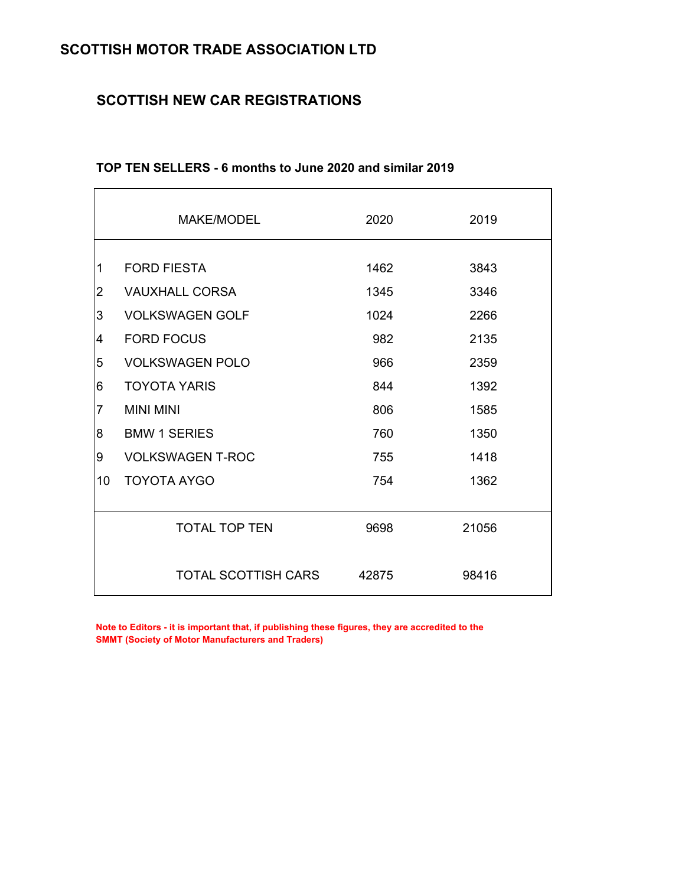# SCOTTISH MOTOR TRADE ASSOCIATION LTD

## SCOTTISH NEW CAR REGISTRATIONS

### TOP TEN SELLERS - 6 months to June 2020 and similar 2019

| | MAKE/MODEL | 2020 | 2019 |
|---|---|---|---|
| 1 | FORD FIESTA | 1462 | 3843 |
| 2 | VAUXHALL CORSA | 1345 | 3346 |
| 3 | VOLKSWAGEN GOLF | 1024 | 2266 |
| 4 | FORD FOCUS | 982 | 2135 |
| 5 | VOLKSWAGEN POLO | 966 | 2359 |
| 6 | TOYOTA YARIS | 844 | 1392 |
| 7 | MINI MINI | 806 | 1585 |
| 8 | BMW 1 SERIES | 760 | 1350 |
| 9 | VOLKSWAGEN T-ROC | 755 | 1418 |
| 10 | TOYOTA AYGO | 754 | 1362 |
| | TOTAL TOP TEN | 9698 | 21056 |
| | TOTAL SCOTTISH CARS | 42875 | 98416 |

**Note to Editors - it is important that, if publishing these figures, they are accredited to the SMMT (Society of Motor Manufacturers and Traders)**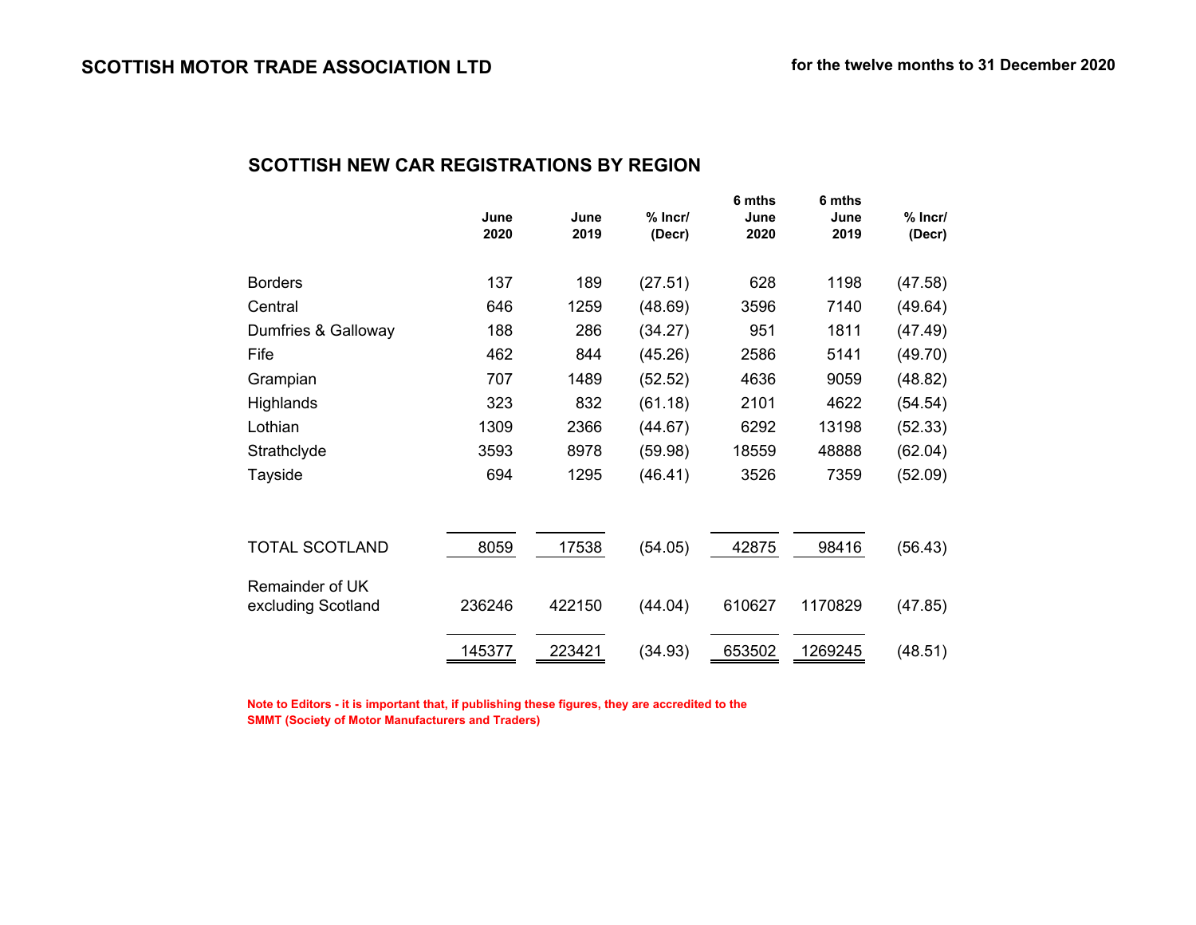**SCOTTISH MOTOR TRADE ASSOCIATION LTD** — **for the twelve months to 31 December 2020**

## SCOTTISH NEW CAR REGISTRATIONS BY REGION

| | June 2020 | June 2019 | % Incr/ (Decr) | 6 mths June 2020 | 6 mths June 2019 | % Incr/ (Decr) |
|---|---|---|---|---|---|---|
| Borders | 137 | 189 | (27.51) | 628 | 1198 | (47.58) |
| Central | 646 | 1259 | (48.69) | 3596 | 7140 | (49.64) |
| Dumfries & Galloway | 188 | 286 | (34.27) | 951 | 1811 | (47.49) |
| Fife | 462 | 844 | (45.26) | 2586 | 5141 | (49.70) |
| Grampian | 707 | 1489 | (52.52) | 4636 | 9059 | (48.82) |
| Highlands | 323 | 832 | (61.18) | 2101 | 4622 | (54.54) |
| Lothian | 1309 | 2366 | (44.67) | 6292 | 13198 | (52.33) |
| Strathclyde | 3593 | 8978 | (59.98) | 18559 | 48888 | (62.04) |
| Tayside | 694 | 1295 | (46.41) | 3526 | 7359 | (52.09) |
| TOTAL SCOTLAND | 8059 | 17538 | (54.05) | 42875 | 98416 | (56.43) |
| Remainder of UK excluding Scotland | 236246 | 422150 | (44.04) | 610627 | 1170829 | (47.85) |
| | 145377 | 223421 | (34.93) | 653502 | 1269245 | (48.51) |

**Note to Editors - it is important that, if publishing these figures, they are accredited to the SMMT (Society of Motor Manufacturers and Traders)**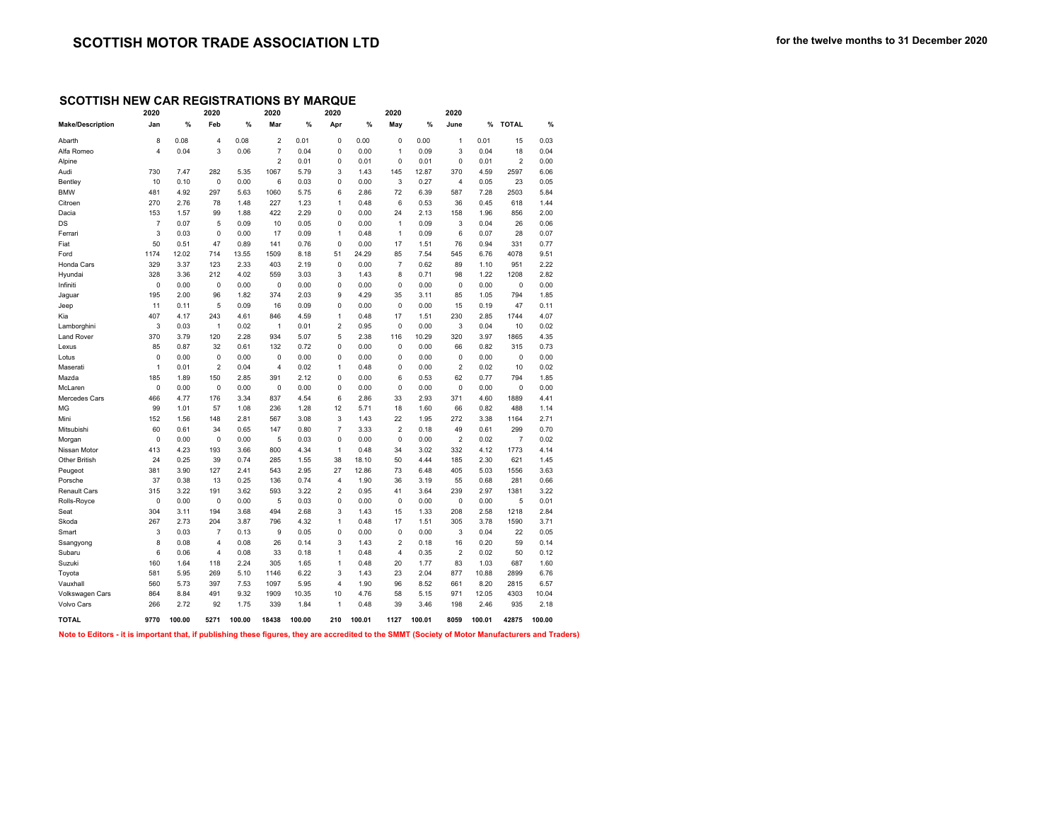## SCOTTISH MOTOR TRADE ASSOCIATION LTD

**for the twelve months to 31 December 2020**

### SCOTTISH NEW CAR REGISTRATIONS BY MARQUE

| | 2020 | | 2020 | | 2020 | | 2020 | | 2020 | | 2020 | | | |
|---|---|---|---|---|---|---|---|---|---|---|---|---|---|---|
| **Make/Description** | **Jan** | **%** | **Feb** | **%** | **Mar** | **%** | **Apr** | **%** | **May** | **%** | **June** | **%** | **TOTAL** | **%** |
| Abarth | 8 | 0.08 | 4 | 0.08 | 2 | 0.01 | 0 | 0.00 | 0 | 0.00 | 1 | 0.01 | 15 | 0.03 |
| Alfa Romeo | 4 | 0.04 | 3 | 0.06 | 7 | 0.04 | 0 | 0.00 | 1 | 0.09 | 3 | 0.04 | 18 | 0.04 |
| Alpine | | | | | 2 | 0.01 | 0 | 0.01 | 0 | 0.01 | 0 | 0.01 | 2 | 0.00 |
| Audi | 730 | 7.47 | 282 | 5.35 | 1067 | 5.79 | 3 | 1.43 | 145 | 12.87 | 370 | 4.59 | 2597 | 6.06 |
| Bentley | 10 | 0.10 | 0 | 0.00 | 6 | 0.03 | 0 | 0.00 | 3 | 0.27 | 4 | 0.05 | 23 | 0.05 |
| BMW | 481 | 4.92 | 297 | 5.63 | 1060 | 5.75 | 6 | 2.86 | 72 | 6.39 | 587 | 7.28 | 2503 | 5.84 |
| Citroen | 270 | 2.76 | 78 | 1.48 | 227 | 1.23 | 1 | 0.48 | 6 | 0.53 | 36 | 0.45 | 618 | 1.44 |
| Dacia | 153 | 1.57 | 99 | 1.88 | 422 | 2.29 | 0 | 0.00 | 24 | 2.13 | 158 | 1.96 | 856 | 2.00 |
| DS | 7 | 0.07 | 5 | 0.09 | 10 | 0.05 | 0 | 0.00 | 1 | 0.09 | 3 | 0.04 | 26 | 0.06 |
| Ferrari | 3 | 0.03 | 0 | 0.00 | 17 | 0.09 | 1 | 0.48 | 1 | 0.09 | 6 | 0.07 | 28 | 0.07 |
| Fiat | 50 | 0.51 | 47 | 0.89 | 141 | 0.76 | 0 | 0.00 | 17 | 1.51 | 76 | 0.94 | 331 | 0.77 |
| Ford | 1174 | 12.02 | 714 | 13.55 | 1509 | 8.18 | 51 | 24.29 | 85 | 7.54 | 545 | 6.76 | 4078 | 9.51 |
| Honda Cars | 329 | 3.37 | 123 | 2.33 | 403 | 2.19 | 0 | 0.00 | 7 | 0.62 | 89 | 1.10 | 951 | 2.22 |
| Hyundai | 328 | 3.36 | 212 | 4.02 | 559 | 3.03 | 3 | 1.43 | 8 | 0.71 | 98 | 1.22 | 1208 | 2.82 |
| Infiniti | 0 | 0.00 | 0 | 0.00 | 0 | 0.00 | 0 | 0.00 | 0 | 0.00 | 0 | 0.00 | 0 | 0.00 |
| Jaguar | 195 | 2.00 | 96 | 1.82 | 374 | 2.03 | 9 | 4.29 | 35 | 3.11 | 85 | 1.05 | 794 | 1.85 |
| Jeep | 11 | 0.11 | 5 | 0.09 | 16 | 0.09 | 0 | 0.00 | 0 | 0.00 | 15 | 0.19 | 47 | 0.11 |
| Kia | 407 | 4.17 | 243 | 4.61 | 846 | 4.59 | 1 | 0.48 | 17 | 1.51 | 230 | 2.85 | 1744 | 4.07 |
| Lamborghini | 3 | 0.03 | 1 | 0.02 | 1 | 0.01 | 2 | 0.95 | 0 | 0.00 | 3 | 0.04 | 10 | 0.02 |
| Land Rover | 370 | 3.79 | 120 | 2.28 | 934 | 5.07 | 5 | 2.38 | 116 | 10.29 | 320 | 3.97 | 1865 | 4.35 |
| Lexus | 85 | 0.87 | 32 | 0.61 | 132 | 0.72 | 0 | 0.00 | 0 | 0.00 | 66 | 0.82 | 315 | 0.73 |
| Lotus | 0 | 0.00 | 0 | 0.00 | 0 | 0.00 | 0 | 0.00 | 0 | 0.00 | 0 | 0.00 | 0 | 0.00 |
| Maserati | 1 | 0.01 | 2 | 0.04 | 4 | 0.02 | 1 | 0.48 | 0 | 0.00 | 2 | 0.02 | 10 | 0.02 |
| Mazda | 185 | 1.89 | 150 | 2.85 | 391 | 2.12 | 0 | 0.00 | 6 | 0.53 | 62 | 0.77 | 794 | 1.85 |
| McLaren | 0 | 0.00 | 0 | 0.00 | 0 | 0.00 | 0 | 0.00 | 0 | 0.00 | 0 | 0.00 | 0 | 0.00 |
| Mercedes Cars | 466 | 4.77 | 176 | 3.34 | 837 | 4.54 | 6 | 2.86 | 33 | 2.93 | 371 | 4.60 | 1889 | 4.41 |
| MG | 99 | 1.01 | 57 | 1.08 | 236 | 1.28 | 12 | 5.71 | 18 | 1.60 | 66 | 0.82 | 488 | 1.14 |
| Mini | 152 | 1.56 | 148 | 2.81 | 567 | 3.08 | 3 | 1.43 | 22 | 1.95 | 272 | 3.38 | 1164 | 2.71 |
| Mitsubishi | 60 | 0.61 | 34 | 0.65 | 147 | 0.80 | 7 | 3.33 | 2 | 0.18 | 49 | 0.61 | 299 | 0.70 |
| Morgan | 0 | 0.00 | 0 | 0.00 | 5 | 0.03 | 0 | 0.00 | 0 | 0.00 | 2 | 0.02 | 7 | 0.02 |
| Nissan Motor | 413 | 4.23 | 193 | 3.66 | 800 | 4.34 | 1 | 0.48 | 34 | 3.02 | 332 | 4.12 | 1773 | 4.14 |
| Other British | 24 | 0.25 | 39 | 0.74 | 285 | 1.55 | 38 | 18.10 | 50 | 4.44 | 185 | 2.30 | 621 | 1.45 |
| Peugeot | 381 | 3.90 | 127 | 2.41 | 543 | 2.95 | 27 | 12.86 | 73 | 6.48 | 405 | 5.03 | 1556 | 3.63 |
| Porsche | 37 | 0.38 | 13 | 0.25 | 136 | 0.74 | 4 | 1.90 | 36 | 3.19 | 55 | 0.68 | 281 | 0.66 |
| Renault Cars | 315 | 3.22 | 191 | 3.62 | 593 | 3.22 | 2 | 0.95 | 41 | 3.64 | 239 | 2.97 | 1381 | 3.22 |
| Rolls-Royce | 0 | 0.00 | 0 | 0.00 | 5 | 0.03 | 0 | 0.00 | 0 | 0.00 | 0 | 0.00 | 5 | 0.01 |
| Seat | 304 | 3.11 | 194 | 3.68 | 494 | 2.68 | 3 | 1.43 | 15 | 1.33 | 208 | 2.58 | 1218 | 2.84 |
| Skoda | 267 | 2.73 | 204 | 3.87 | 796 | 4.32 | 1 | 0.48 | 17 | 1.51 | 305 | 3.78 | 1590 | 3.71 |
| Smart | 3 | 0.03 | 7 | 0.13 | 9 | 0.05 | 0 | 0.00 | 0 | 0.00 | 3 | 0.04 | 22 | 0.05 |
| Ssangyong | 8 | 0.08 | 4 | 0.08 | 26 | 0.14 | 3 | 1.43 | 2 | 0.18 | 16 | 0.20 | 59 | 0.14 |
| Subaru | 6 | 0.06 | 4 | 0.08 | 33 | 0.18 | 1 | 0.48 | 4 | 0.35 | 2 | 0.02 | 50 | 0.12 |
| Suzuki | 160 | 1.64 | 118 | 2.24 | 305 | 1.65 | 1 | 0.48 | 20 | 1.77 | 83 | 1.03 | 687 | 1.60 |
| Toyota | 581 | 5.95 | 269 | 5.10 | 1146 | 6.22 | 3 | 1.43 | 23 | 2.04 | 877 | 10.88 | 2899 | 6.76 |
| Vauxhall | 560 | 5.73 | 397 | 7.53 | 1097 | 5.95 | 4 | 1.90 | 96 | 8.52 | 661 | 8.20 | 2815 | 6.57 |
| Volkswagen Cars | 864 | 8.84 | 491 | 9.32 | 1909 | 10.35 | 10 | 4.76 | 58 | 5.15 | 971 | 12.05 | 4303 | 10.04 |
| Volvo Cars | 266 | 2.72 | 92 | 1.75 | 339 | 1.84 | 1 | 0.48 | 39 | 3.46 | 198 | 2.46 | 935 | 2.18 |
| **TOTAL** | **9770** | **100.00** | **5271** | **100.00** | **18438** | **100.00** | **210** | **100.01** | **1127** | **100.01** | **8059** | **100.01** | **42875** | **100.00** |

**Note to Editors - it is important that, if publishing these figures, they are accredited to the SMMT (Society of Motor Manufacturers and Traders)**